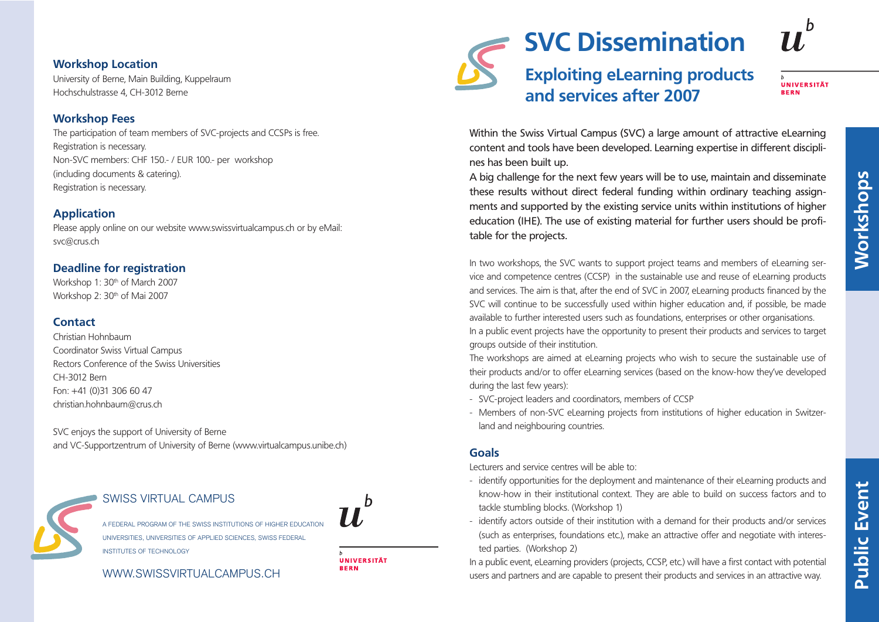# SVC Dissemination

## Exploiting eLearning products and services after 2007

UNIVERSITÄT BERN

Within the Swiss Virtual Campus (SVC) a large amount of attractive eLearning content and tools have been developed. Learning expertise in different disciplines has been built up.

A big challenge for the next few years will be to use, maintain and disseminate these results without direct federal funding within ordinary teaching assignments and supported by the existing service units within institutions of higher education (IHE). The use of existing material for further users should be profitable for the projects.

In two workshops, the SVC wants to support project teams and members of eLearning service and competence centres (CCSP) in the sustainable use and reuse of eLearning products and services. The aim is that, after the end of SVC in 2007, eLearning products financed by the SVC will continue to be successfully used within higher education and, if possible, be made available to further interested users such as foundations, enterprises or other organisations.

In a public event projects have the opportunity to present their products and services to target groups outside of their institution.

The workshops are aimed at eLearning projects who wish to secure the sustainable use of their products and/or to offer eLearning services (based on the know-how they've developed during the last few years):

- SVC-project leaders and coordinators, members of CCSP
- Members of non-SVC eLearning projects from institutions of higher education in Switzerland and neighbouring countries.

### Goals

Lecturers and service centres will be able to:

- identify opportunities for the deployment and maintenance of their eLearning products and know-how in their institutional context. They are able to build on success factors and to tackle stumbling blocks. (Workshop 1)
- identify actors outside of their institution with a demand for their products and/or services (such as enterprises, foundations etc.), make an attractive offer and negotiate with interested parties. (Workshop 2)

In a public event, eLearning providers (projects, CCSP, etc.) will have a first contact with potential users and partners and are capable to present their products and services in an attractive way.

**Workshops**

**Public Event**

### Workshop Location

University of Berne, Main Building, Kuppelraum
Hochschulstrasse 4, CH-3012 Berne

### Workshop Fees

The participation of team members of SVC-projects and CCSPs is free.
Registration is necessary.
Non-SVC members: CHF 150.- / EUR 100.- per workshop
(including documents & catering).
Registration is necessary.

### Application

Please apply online on our website www.swissvirtualcampus.ch or by eMail: svc@crus.ch

### Deadline for registration

Workshop 1: 30th of March 2007
Workshop 2: 30th of Mai 2007

### Contact

Christian Hohnbaum
Coordinator Swiss Virtual Campus
Rectors Conference of the Swiss Universities
CH-3012 Bern
Fon: +41 (0)31 306 60 47
christian.hohnbaum@crus.ch

SVC enjoys the support of University of Berne
and VC-Supportzentrum of University of Berne (www.virtualcampus.unibe.ch)

SWISS VIRTUAL CAMPUS

A FEDERAL PROGRAM OF THE SWISS INSTITUTIONS OF HIGHER EDUCATION
UNIVERSITIES, UNIVERSITIES OF APPLIED SCIENCES, SWISS FEDERAL INSTITUTES OF TECHNOLOGY

WWW.SWISSVIRTUALCAMPUS.CH

UNIVERSITÄT BERN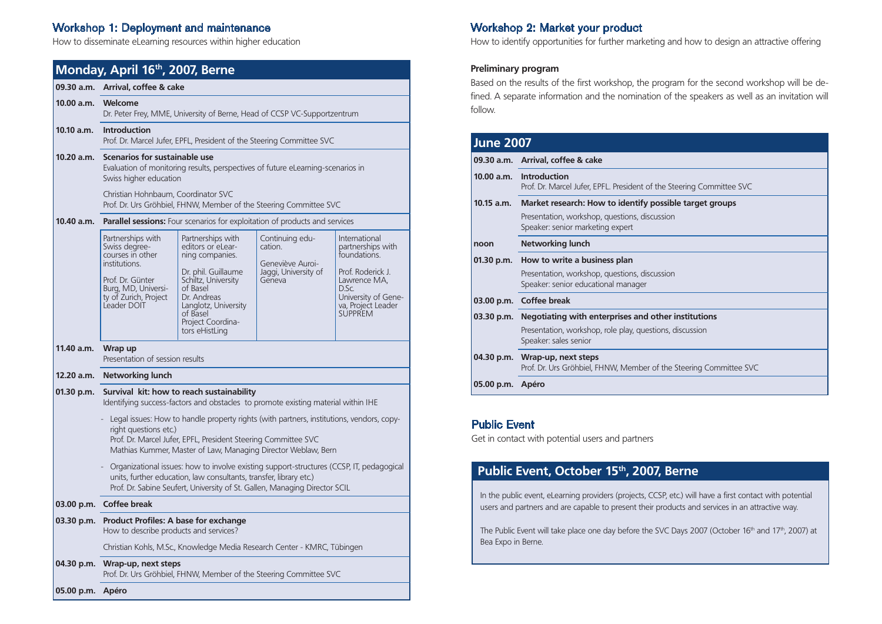## Workshop 1: Deployment and maintenance

How to disseminate eLearning resources within higher education

### Monday, April 16th, 2007, Berne

| | |
|---|---|
| 09.30 a.m. | **Arrival, coffee & cake** |
| 10.00 a.m. | **Welcome**<br>Dr. Peter Frey, MME, University of Berne, Head of CCSP VC-Supportzentrum |
| 10.10 a.m. | **Introduction**<br>Prof. Dr. Marcel Jufer, EPFL, President of the Steering Committee SVC |
| 10.20 a.m. | **Scenarios for sustainable use**<br>Evaluation of monitoring results, perspectives of future eLearning-scenarios in Swiss higher education<br>Christian Hohnbaum, Coordinator SVC<br>Prof. Dr. Urs Gröhbiel, FHNW, Member of the Steering Committee SVC |
| 10.40 a.m. | **Parallel sessions:** Four scenarios for exploitation of products and services |

| Partnerships with Swiss degree-courses in other institutions. | Partnerships with editors or eLearning companies. | Continuing education. | International partnerships with foundations. |
|---|---|---|---|
| Prof. Dr. Günter Burg, MD, University of Zurich, Project Leader DOIT | Dr. phil. Guillaume Schiltz, University of Basel<br>Dr. Andreas Langlotz, University of Basel<br>Project Coordinators eHistLing | Geneviève Auroi-Jaggi, University of Geneva | Prof. Roderick J. Lawrence MA, D.Sc.<br>University of Geneva, Project Leader SUPPREM |

| | |
|---|---|
| 11.40 a.m. | **Wrap up**<br>Presentation of session results |
| 12.20 a.m. | **Networking lunch** |
| 01.30 p.m. | **Survival kit: how to reach sustainability**<br>Identifying success-factors and obstacles to promote existing material within IHE<br>- Legal issues: How to handle property rights (with partners, institutions, vendors, copyright questions etc.)<br>Prof. Dr. Marcel Jufer, EPFL, President Steering Committee SVC<br>Mathias Kummer, Master of Law, Managing Director Weblaw, Bern<br>- Organizational issues: how to involve existing support-structures (CCSP, IT, pedagogical units, further education, law consultants, transfer, library etc.)<br>Prof. Dr. Sabine Seufert, University of St. Gallen, Managing Director SCIL |
| 03.00 p.m. | **Coffee break** |
| 03.30 p.m. | **Product Profiles: A base for exchange**<br>How to describe products and services?<br>Christian Kohls, M.Sc., Knowledge Media Research Center - KMRC, Tübingen |
| 04.30 p.m. | **Wrap-up, next steps**<br>Prof. Dr. Urs Gröhbiel, FHNW, Member of the Steering Committee SVC |
| 05.00 p.m. | **Apéro** |

## Workshop 2: Market your product

How to identify opportunities for further marketing and how to design an attractive offering

**Preliminary program**

Based on the results of the first workshop, the program for the second workshop will be defined. A separate information and the nomination of the speakers as well as an invitation will follow.

### June 2007

| | |
|---|---|
| 09.30 a.m. | **Arrival, coffee & cake** |
| 10.00 a.m. | **Introduction**<br>Prof. Dr. Marcel Jufer, EPFL. President of the Steering Committee SVC |
| 10.15 a.m. | **Market research: How to identify possible target groups**<br>Presentation, workshop, questions, discussion<br>Speaker: senior marketing expert |
| noon | **Networking lunch** |
| 01.30 p.m. | **How to write a business plan**<br>Presentation, workshop, questions, discussion<br>Speaker: senior educational manager |
| 03.00 p.m. | **Coffee break** |
| 03.30 p.m. | **Negotiating with enterprises and other institutions**<br>Presentation, workshop, role play, questions, discussion<br>Speaker: sales senior |
| 04.30 p.m. | **Wrap-up, next steps**<br>Prof. Dr. Urs Gröhbiel, FHNW, Member of the Steering Committee SVC |
| 05.00 p.m. | **Apéro** |

## Public Event

Get in contact with potential users and partners

### Public Event, October 15th, 2007, Berne

In the public event, eLearning providers (projects, CCSP, etc.) will have a first contact with potential users and partners and are capable to present their products and services in an attractive way.

The Public Event will take place one day before the SVC Days 2007 (October 16th and 17th, 2007) at Bea Expo in Berne.